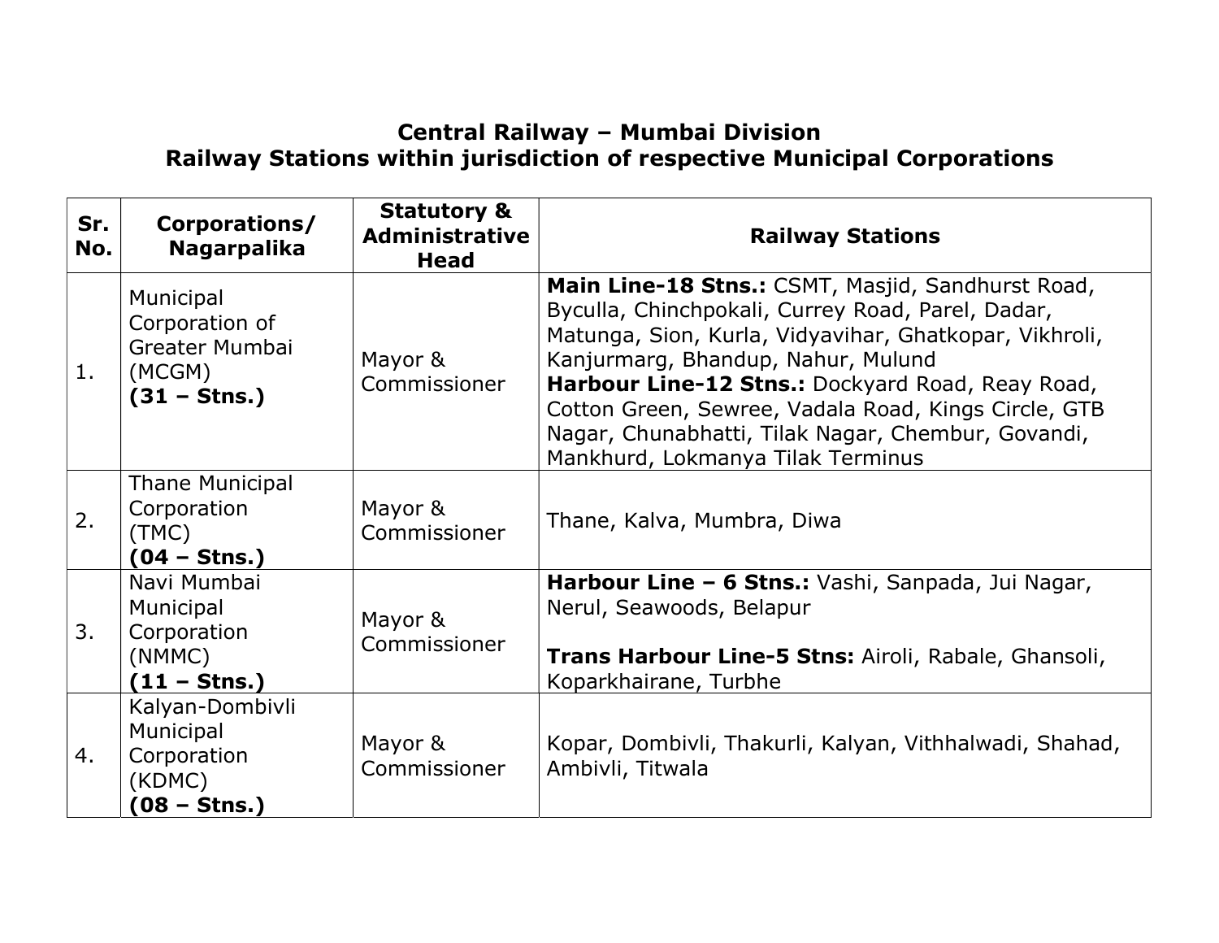## Central Railway – Mumbai Division
## Railway Stations within jurisdiction of respective Municipal Corporations

| Sr. No. | Corporations/ Nagarpalika | Statutory & Administrative Head | Railway Stations |
|---|---|---|---|
| 1. | Municipal Corporation of Greater Mumbai (MCGM) **(31 – Stns.)** | Mayor & Commissioner | **Main Line-18 Stns.:** CSMT, Masjid, Sandhurst Road, Byculla, Chinchpokali, Currey Road, Parel, Dadar, Matunga, Sion, Kurla, Vidyavihar, Ghatkopar, Vikhroli, Kanjurmarg, Bhandup, Nahur, Mulund<br>**Harbour Line-12 Stns.:** Dockyard Road, Reay Road, Cotton Green, Sewree, Vadala Road, Kings Circle, GTB Nagar, Chunabhatti, Tilak Nagar, Chembur, Govandi, Mankhurd, Lokmanya Tilak Terminus |
| 2. | Thane Municipal Corporation (TMC) **(04 – Stns.)** | Mayor & Commissioner | Thane, Kalva, Mumbra, Diwa |
| 3. | Navi Mumbai Municipal Corporation (NMMC) **(11 – Stns.)** | Mayor & Commissioner | **Harbour Line – 6 Stns.:** Vashi, Sanpada, Jui Nagar, Nerul, Seawoods, Belapur<br><br>**Trans Harbour Line-5 Stns:** Airoli, Rabale, Ghansoli, Koparkhairane, Turbhe |
| 4. | Kalyan-Dombivli Municipal Corporation (KDMC) **(08 – Stns.)** | Mayor & Commissioner | Kopar, Dombivli, Thakurli, Kalyan, Vithhalwadi, Shahad, Ambivli, Titwala |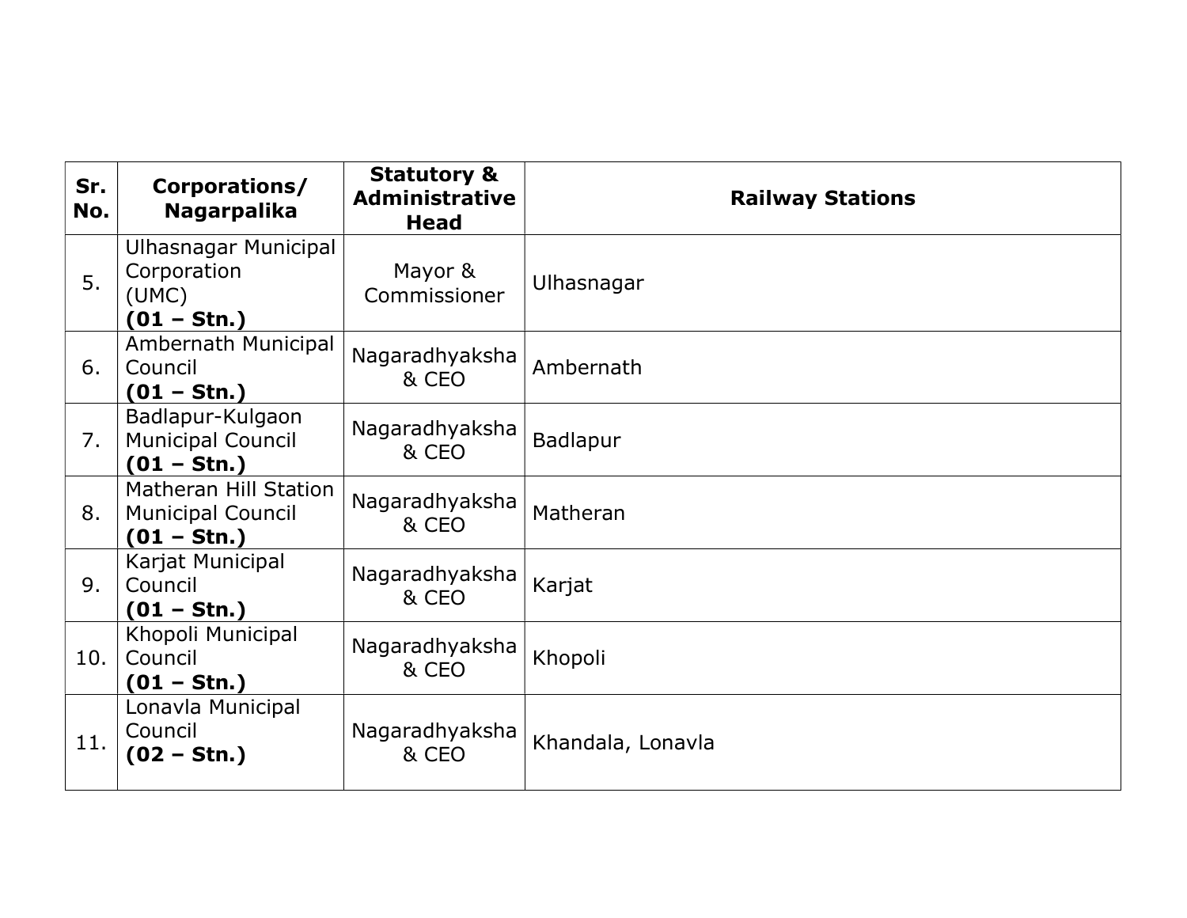| Sr. No. | Corporations/ Nagarpalika | Statutory & Administrative Head | Railway Stations |
|---|---|---|---|
| 5. | Ulhasnagar Municipal Corporation (UMC) **(01 – Stn.)** | Mayor & Commissioner | Ulhasnagar |
| 6. | Ambernath Municipal Council **(01 – Stn.)** | Nagaradhyaksha & CEO | Ambernath |
| 7. | Badlapur-Kulgaon Municipal Council **(01 – Stn.)** | Nagaradhyaksha & CEO | Badlapur |
| 8. | Matheran Hill Station Municipal Council **(01 – Stn.)** | Nagaradhyaksha & CEO | Matheran |
| 9. | Karjat Municipal Council **(01 – Stn.)** | Nagaradhyaksha & CEO | Karjat |
| 10. | Khopoli Municipal Council **(01 – Stn.)** | Nagaradhyaksha & CEO | Khopoli |
| 11. | Lonavla Municipal Council **(02 – Stn.)** | Nagaradhyaksha & CEO | Khandala, Lonavla |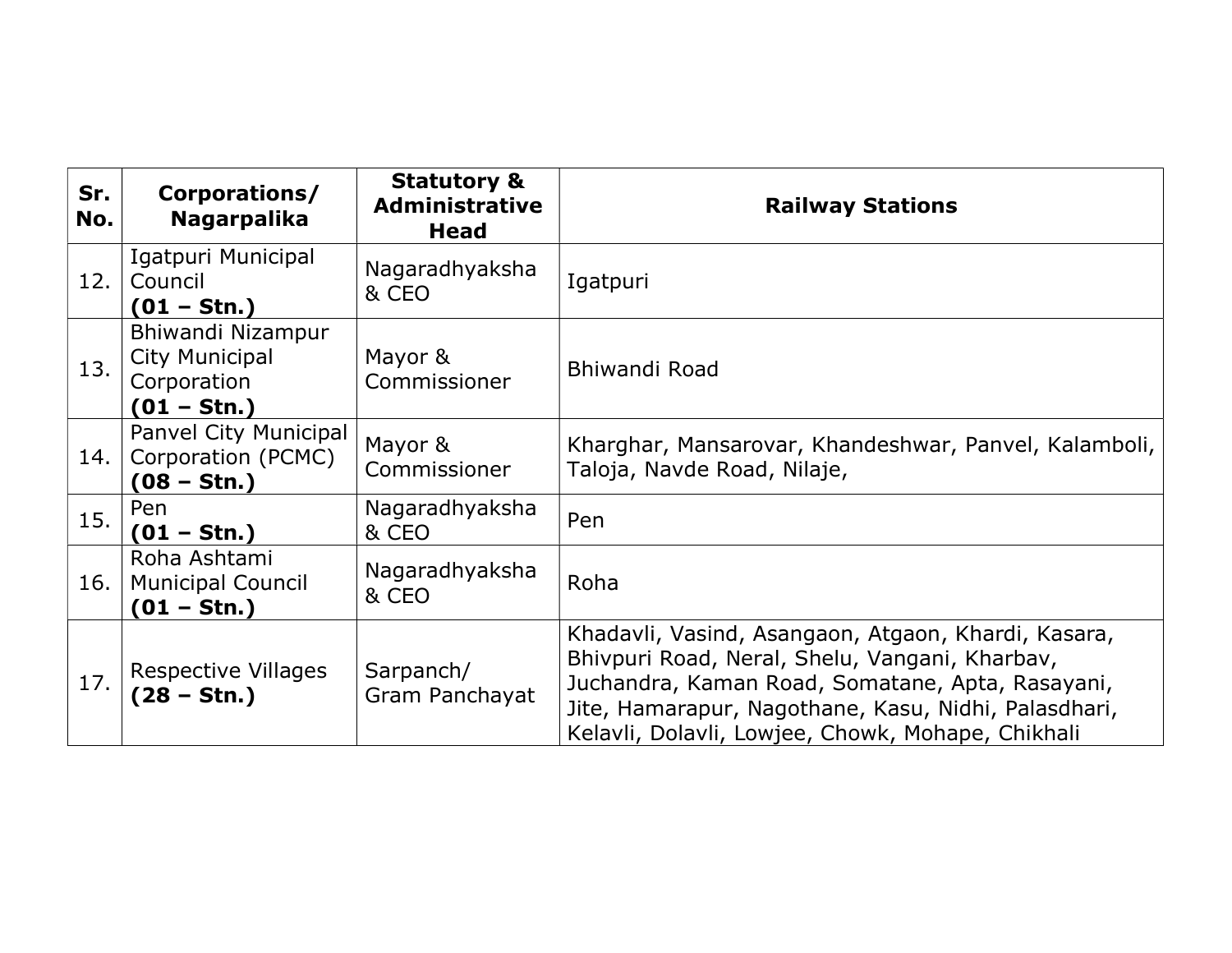| Sr. No. | Corporations/ Nagarpalika | Statutory & Administrative Head | Railway Stations |
|---|---|---|---|
| 12. | Igatpuri Municipal Council **(01 – Stn.)** | Nagaradhyaksha & CEO | Igatpuri |
| 13. | Bhiwandi Nizampur City Municipal Corporation **(01 – Stn.)** | Mayor & Commissioner | Bhiwandi Road |
| 14. | Panvel City Municipal Corporation (PCMC) **(08 – Stn.)** | Mayor & Commissioner | Kharghar, Mansarovar, Khandeshwar, Panvel, Kalamboli, Taloja, Navde Road, Nilaje, |
| 15. | Pen **(01 – Stn.)** | Nagaradhyaksha & CEO | Pen |
| 16. | Roha Ashtami Municipal Council **(01 – Stn.)** | Nagaradhyaksha & CEO | Roha |
| 17. | Respective Villages **(28 – Stn.)** | Sarpanch/ Gram Panchayat | Khadavli, Vasind, Asangaon, Atgaon, Khardi, Kasara, Bhivpuri Road, Neral, Shelu, Vangani, Kharbav, Juchandra, Kaman Road, Somatane, Apta, Rasayani, Jite, Hamarapur, Nagothane, Kasu, Nidhi, Palasdhari, Kelavli, Dolavli, Lowjee, Chowk, Mohape, Chikhali |